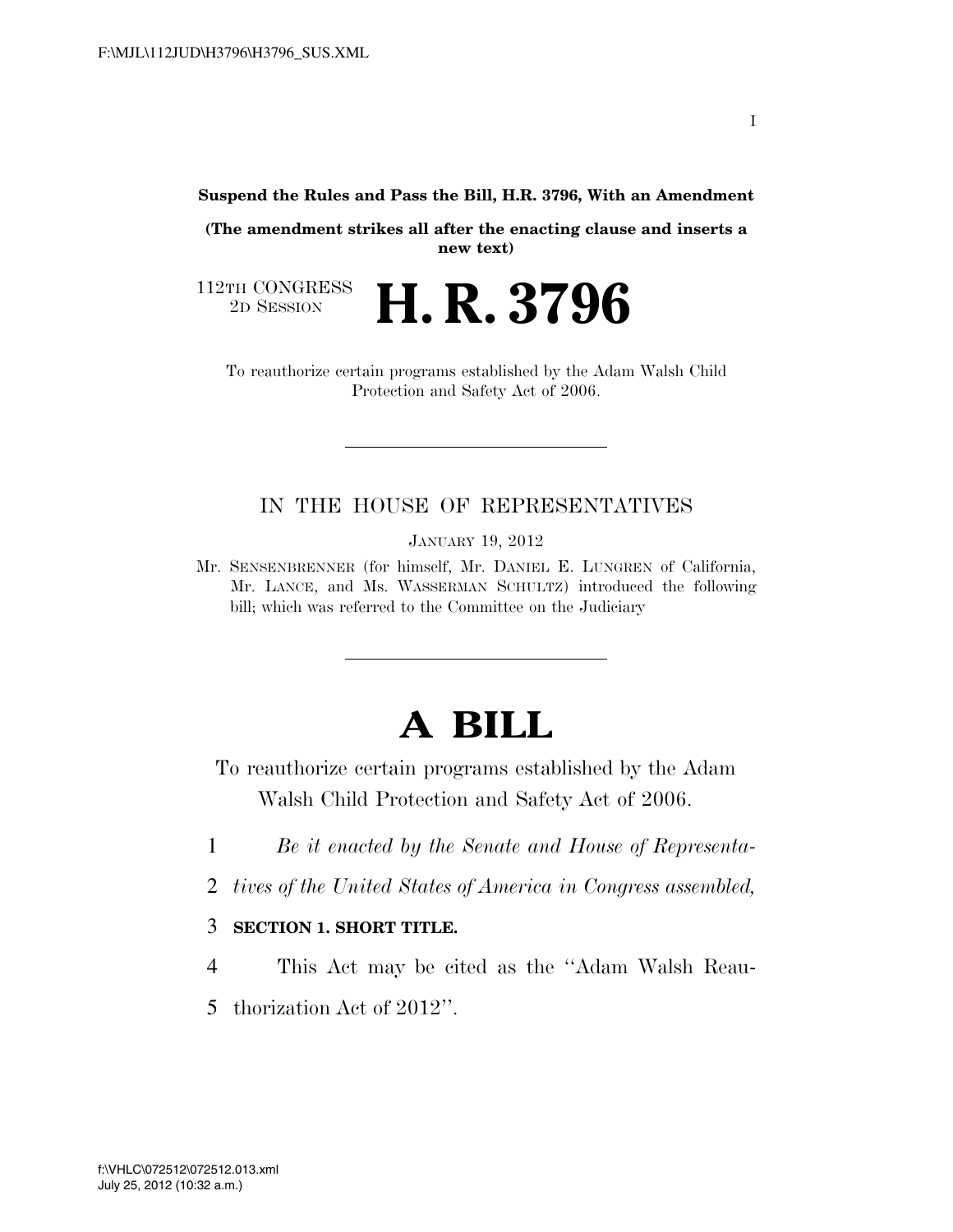**Suspend the Rules and Pass the Bill, H.R. 3796, With an Amendment**

**(The amendment strikes all after the enacting clause and inserts a new text)**

112TH CONGRESS
2D SESSION

# H. R. 3796

To reauthorize certain programs established by the Adam Walsh Child Protection and Safety Act of 2006.

---

IN THE HOUSE OF REPRESENTATIVES

JANUARY 19, 2012

Mr. SENSENBRENNER (for himself, Mr. DANIEL E. LUNGREN of California, Mr. LANCE, and Ms. WASSERMAN SCHULTZ) introduced the following bill; which was referred to the Committee on the Judiciary

---

# A BILL

To reauthorize certain programs established by the Adam Walsh Child Protection and Safety Act of 2006.

1 *Be it enacted by the Senate and House of Representa-*
2 *tives of the United States of America in Congress assembled,*

3 **SECTION 1. SHORT TITLE.**

4 This Act may be cited as the ''Adam Walsh Reau-
5 thorization Act of 2012''.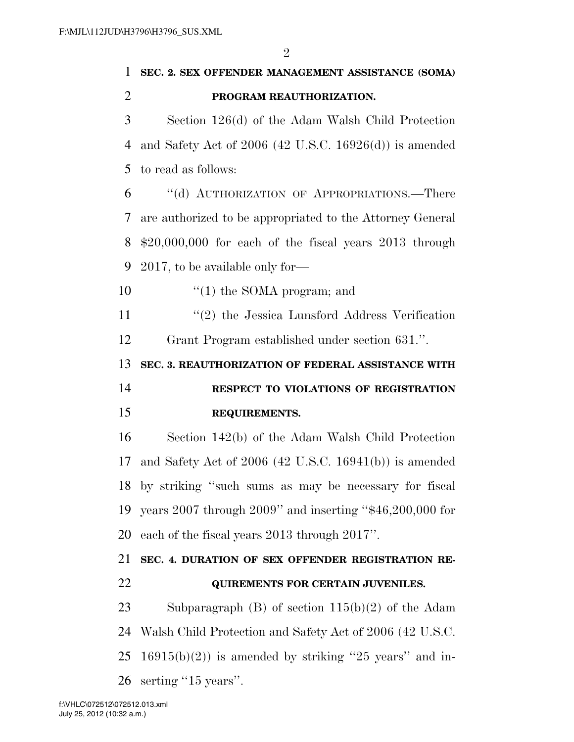**SEC. 2. SEX OFFENDER MANAGEMENT ASSISTANCE (SOMA) PROGRAM REAUTHORIZATION.**

Section 126(d) of the Adam Walsh Child Protection and Safety Act of 2006 (42 U.S.C. 16926(d)) is amended to read as follows:

"(d) AUTHORIZATION OF APPROPRIATIONS.—There are authorized to be appropriated to the Attorney General $20,000,000 for each of the fiscal years 2013 through 2017, to be available only for—

"(1) the SOMA program; and

"(2) the Jessica Lunsford Address Verification Grant Program established under section 631.".

**SEC. 3. REAUTHORIZATION OF FEDERAL ASSISTANCE WITH RESPECT TO VIOLATIONS OF REGISTRATION REQUIREMENTS.**

Section 142(b) of the Adam Walsh Child Protection and Safety Act of 2006 (42 U.S.C. 16941(b)) is amended by striking "such sums as may be necessary for fiscal years 2007 through 2009" and inserting "$46,200,000 for each of the fiscal years 2013 through 2017".

**SEC. 4. DURATION OF SEX OFFENDER REGISTRATION REQUIREMENTS FOR CERTAIN JUVENILES.**

Subparagraph (B) of section 115(b)(2) of the Adam Walsh Child Protection and Safety Act of 2006 (42 U.S.C. 16915(b)(2)) is amended by striking "25 years" and inserting "15 years".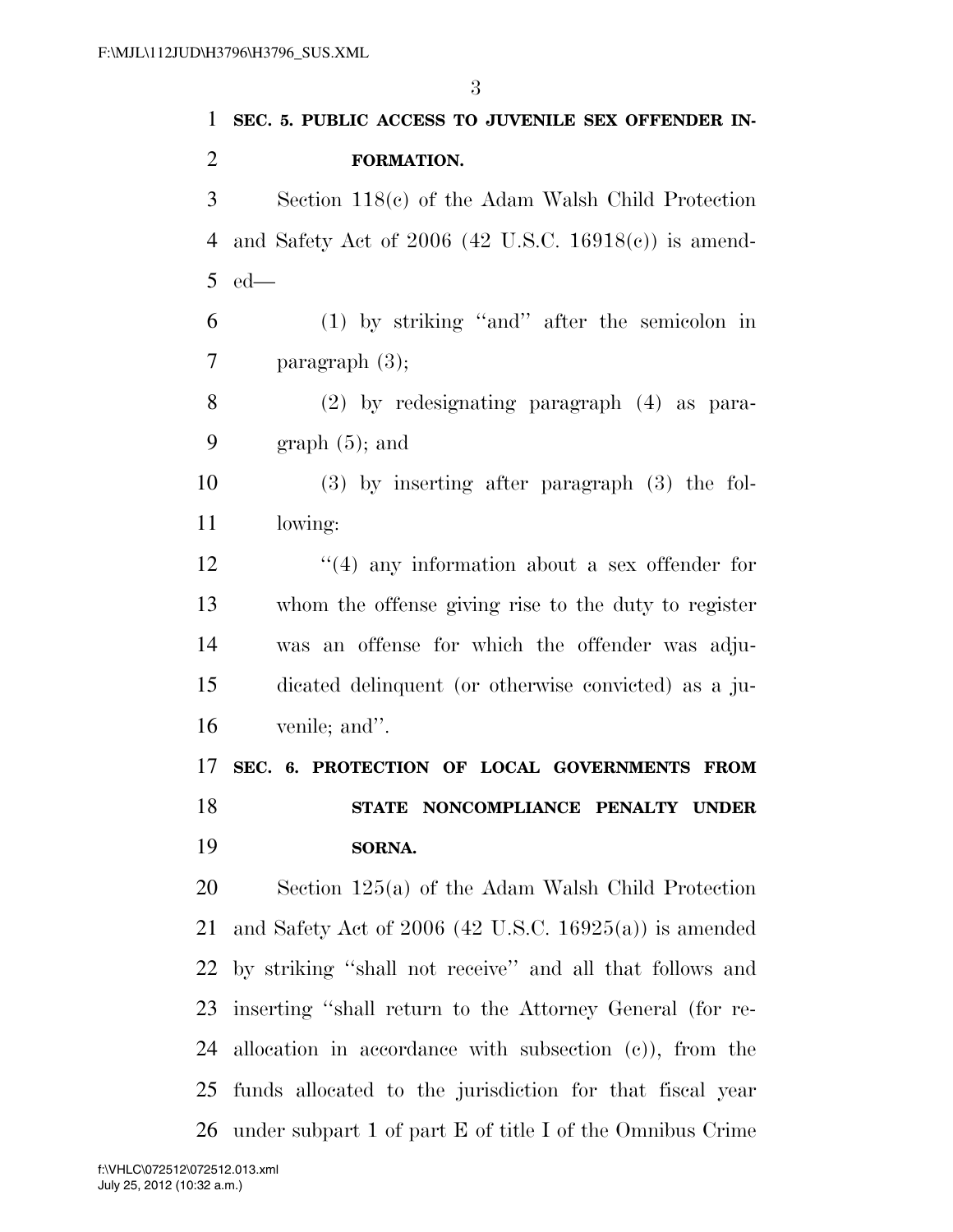**SEC. 5. PUBLIC ACCESS TO JUVENILE SEX OFFENDER INFORMATION.**

Section 118(c) of the Adam Walsh Child Protection and Safety Act of 2006 (42 U.S.C. 16918(c)) is amended—

(1) by striking ''and'' after the semicolon in paragraph (3);

(2) by redesignating paragraph (4) as paragraph (5); and

(3) by inserting after paragraph (3) the following:

''(4) any information about a sex offender for whom the offense giving rise to the duty to register was an offense for which the offender was adjudicated delinquent (or otherwise convicted) as a juvenile; and''.

**SEC. 6. PROTECTION OF LOCAL GOVERNMENTS FROM STATE NONCOMPLIANCE PENALTY UNDER SORNA.**

Section 125(a) of the Adam Walsh Child Protection and Safety Act of 2006 (42 U.S.C. 16925(a)) is amended by striking ''shall not receive'' and all that follows and inserting ''shall return to the Attorney General (for reallocation in accordance with subsection (c)), from the funds allocated to the jurisdiction for that fiscal year under subpart 1 of part E of title I of the Omnibus Crime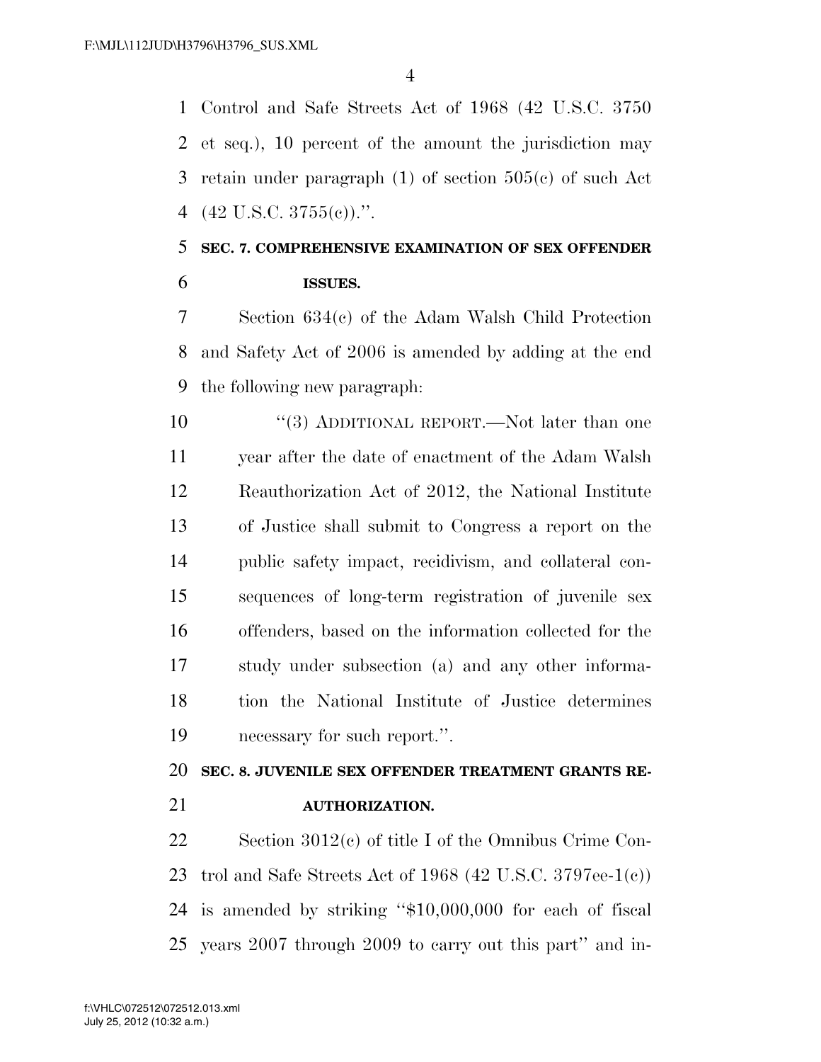Control and Safe Streets Act of 1968 (42 U.S.C. 3750 et seq.), 10 percent of the amount the jurisdiction may retain under paragraph (1) of section 505(c) of such Act (42 U.S.C. 3755(c)).''.

**SEC. 7. COMPREHENSIVE EXAMINATION OF SEX OFFENDER ISSUES.**

Section 634(c) of the Adam Walsh Child Protection and Safety Act of 2006 is amended by adding at the end the following new paragraph:

> ''(3) ADDITIONAL REPORT.—Not later than one year after the date of enactment of the Adam Walsh Reauthorization Act of 2012, the National Institute of Justice shall submit to Congress a report on the public safety impact, recidivism, and collateral consequences of long-term registration of juvenile sex offenders, based on the information collected for the study under subsection (a) and any other information the National Institute of Justice determines necessary for such report.''.

**SEC. 8. JUVENILE SEX OFFENDER TREATMENT GRANTS REAUTHORIZATION.**

Section 3012(c) of title I of the Omnibus Crime Control and Safe Streets Act of 1968 (42 U.S.C. 3797ee-1(c)) is amended by striking ''$10,000,000 for each of fiscal years 2007 through 2009 to carry out this part'' and in-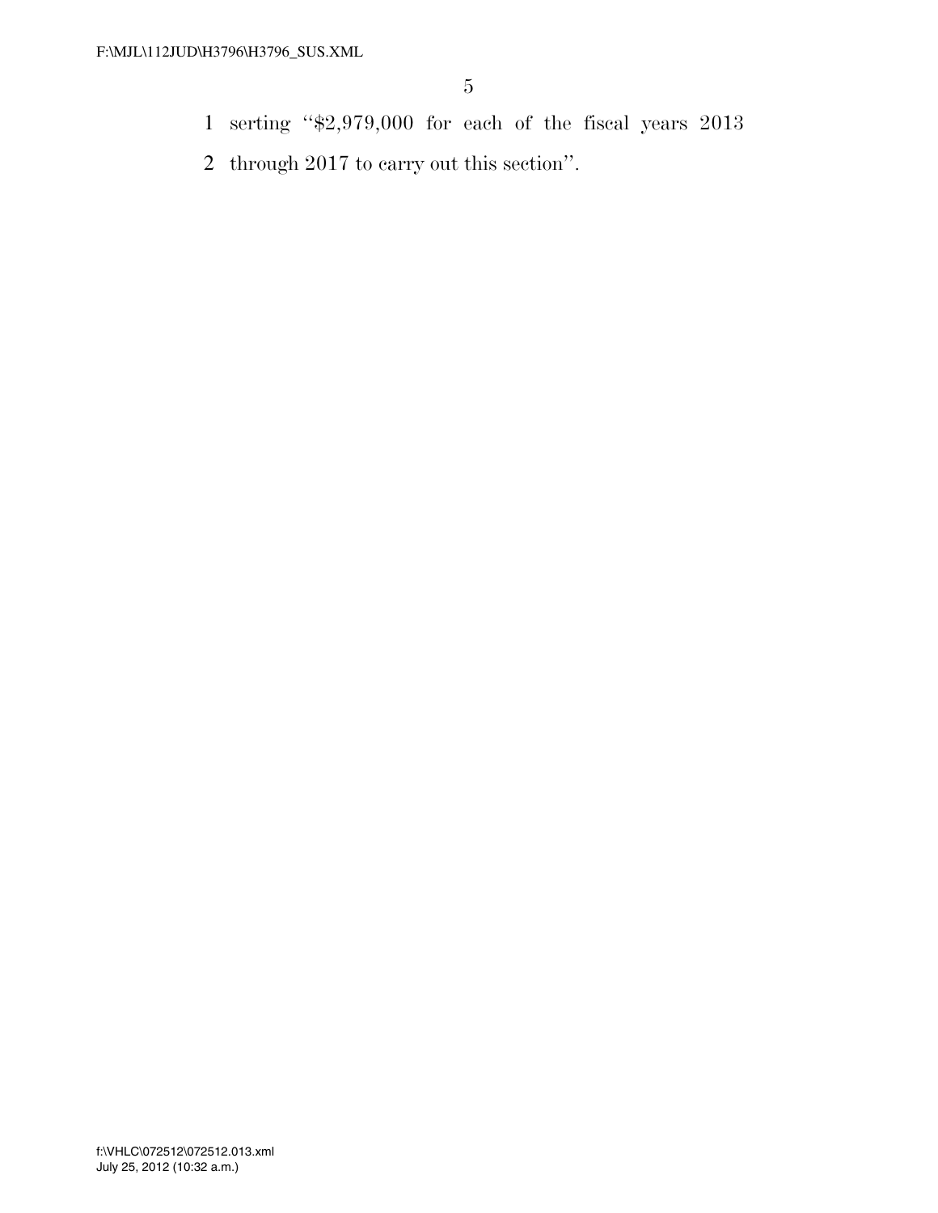serting "$2,979,000 for each of the fiscal years 2013 through 2017 to carry out this section".